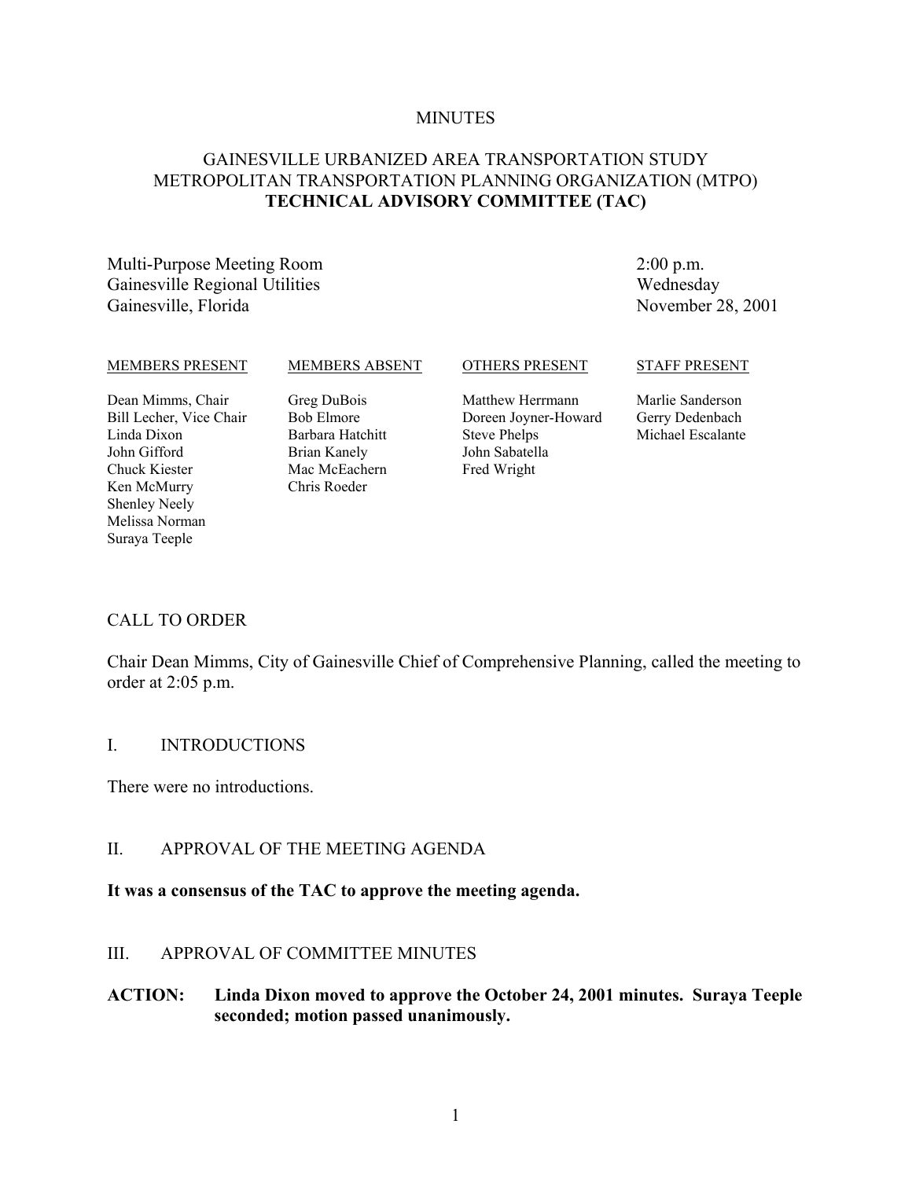MINUTES

# GAINESVILLE URBANIZED AREA TRANSPORTATION STUDY METROPOLITAN TRANSPORTATION PLANNING ORGANIZATION (MTPO) **TECHNICAL ADVISORY COMMITTEE (TAC)**

Multi-Purpose Meeting Room
Gainesville Regional Utilities
Gainesville, Florida

2:00 p.m.
Wednesday
November 28, 2001

| MEMBERS PRESENT | MEMBERS ABSENT | OTHERS PRESENT | STAFF PRESENT |
|---|---|---|---|
| Dean Mimms, Chair | Greg DuBois | Matthew Herrmann | Marlie Sanderson |
| Bill Lecher, Vice Chair | Bob Elmore | Doreen Joyner-Howard | Gerry Dedenbach |
| Linda Dixon | Barbara Hatchitt | Steve Phelps | Michael Escalante |
| John Gifford | Brian Kanely | John Sabatella | |
| Chuck Kiester | Mac McEachern | Fred Wright | |
| Ken McMurry | Chris Roeder | | |
| Shenley Neely | | | |
| Melissa Norman | | | |
| Suraya Teeple | | | |

## CALL TO ORDER

Chair Dean Mimms, City of Gainesville Chief of Comprehensive Planning, called the meeting to order at 2:05 p.m.

## I. INTRODUCTIONS

There were no introductions.

## II. APPROVAL OF THE MEETING AGENDA

**It was a consensus of the TAC to approve the meeting agenda.**

## III. APPROVAL OF COMMITTEE MINUTES

**ACTION: Linda Dixon moved to approve the October 24, 2001 minutes. Suraya Teeple seconded; motion passed unanimously.**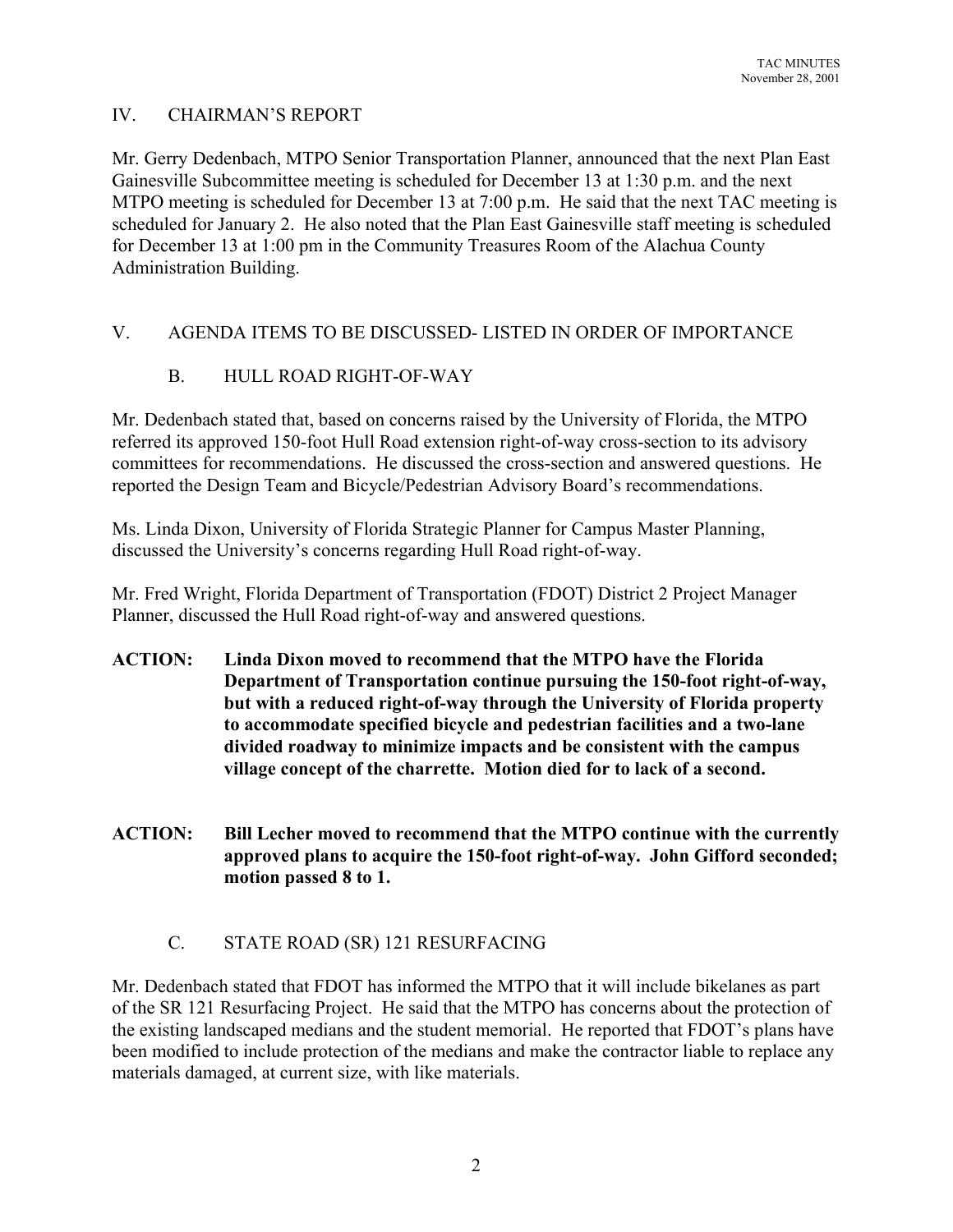## IV. CHAIRMAN'S REPORT

Mr. Gerry Dedenbach, MTPO Senior Transportation Planner, announced that the next Plan East Gainesville Subcommittee meeting is scheduled for December 13 at 1:30 p.m. and the next MTPO meeting is scheduled for December 13 at 7:00 p.m. He said that the next TAC meeting is scheduled for January 2. He also noted that the Plan East Gainesville staff meeting is scheduled for December 13 at 1:00 pm in the Community Treasures Room of the Alachua County Administration Building.

## V. AGENDA ITEMS TO BE DISCUSSED- LISTED IN ORDER OF IMPORTANCE

### B. HULL ROAD RIGHT-OF-WAY

Mr. Dedenbach stated that, based on concerns raised by the University of Florida, the MTPO referred its approved 150-foot Hull Road extension right-of-way cross-section to its advisory committees for recommendations. He discussed the cross-section and answered questions. He reported the Design Team and Bicycle/Pedestrian Advisory Board's recommendations.

Ms. Linda Dixon, University of Florida Strategic Planner for Campus Master Planning, discussed the University's concerns regarding Hull Road right-of-way.

Mr. Fred Wright, Florida Department of Transportation (FDOT) District 2 Project Manager Planner, discussed the Hull Road right-of-way and answered questions.

**ACTION: Linda Dixon moved to recommend that the MTPO have the Florida Department of Transportation continue pursuing the 150-foot right-of-way, but with a reduced right-of-way through the University of Florida property to accommodate specified bicycle and pedestrian facilities and a two-lane divided roadway to minimize impacts and be consistent with the campus village concept of the charrette. Motion died for to lack of a second.**

**ACTION: Bill Lecher moved to recommend that the MTPO continue with the currently approved plans to acquire the 150-foot right-of-way. John Gifford seconded; motion passed 8 to 1.**

### C. STATE ROAD (SR) 121 RESURFACING

Mr. Dedenbach stated that FDOT has informed the MTPO that it will include bikelanes as part of the SR 121 Resurfacing Project. He said that the MTPO has concerns about the protection of the existing landscaped medians and the student memorial. He reported that FDOT's plans have been modified to include protection of the medians and make the contractor liable to replace any materials damaged, at current size, with like materials.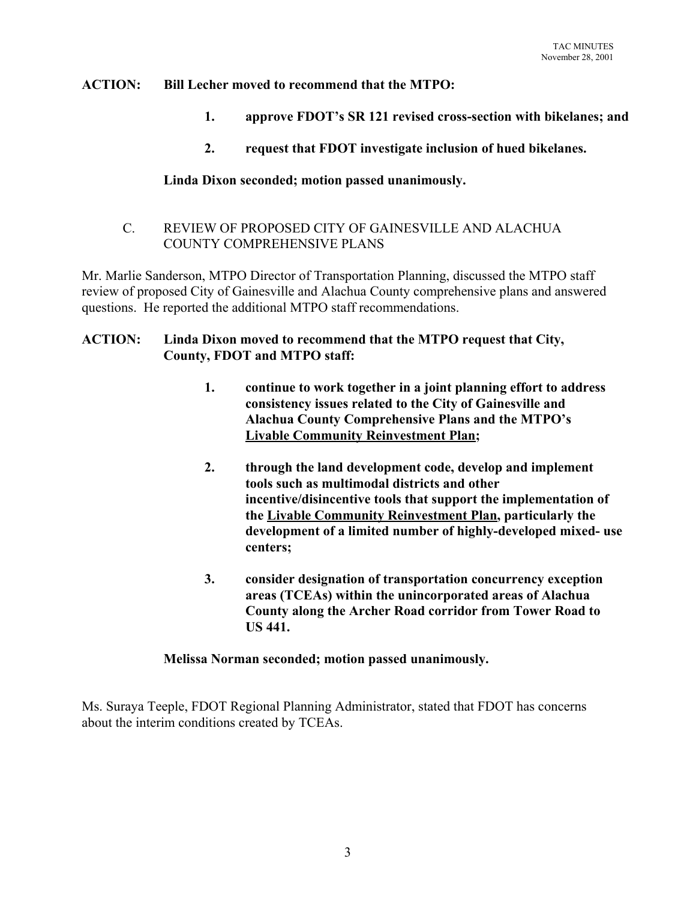**ACTION: Bill Lecher moved to recommend that the MTPO:**

> **1. approve FDOT's SR 121 revised cross-section with bikelanes; and**
>
> **2. request that FDOT investigate inclusion of hued bikelanes.**

**Linda Dixon seconded; motion passed unanimously.**

C. REVIEW OF PROPOSED CITY OF GAINESVILLE AND ALACHUA COUNTY COMPREHENSIVE PLANS

Mr. Marlie Sanderson, MTPO Director of Transportation Planning, discussed the MTPO staff review of proposed City of Gainesville and Alachua County comprehensive plans and answered questions. He reported the additional MTPO staff recommendations.

**ACTION: Linda Dixon moved to recommend that the MTPO request that City, County, FDOT and MTPO staff:**

> **1. continue to work together in a joint planning effort to address consistency issues related to the City of Gainesville and Alachua County Comprehensive Plans and the MTPO's <u>Livable Community Reinvestment Plan</u>;**
>
> **2. through the land development code, develop and implement tools such as multimodal districts and other incentive/disincentive tools that support the implementation of the <u>Livable Community Reinvestment Plan</u>, particularly the development of a limited number of highly-developed mixed- use centers;**
>
> **3. consider designation of transportation concurrency exception areas (TCEAs) within the unincorporated areas of Alachua County along the Archer Road corridor from Tower Road to US 441.**

**Melissa Norman seconded; motion passed unanimously.**

Ms. Suraya Teeple, FDOT Regional Planning Administrator, stated that FDOT has concerns about the interim conditions created by TCEAs.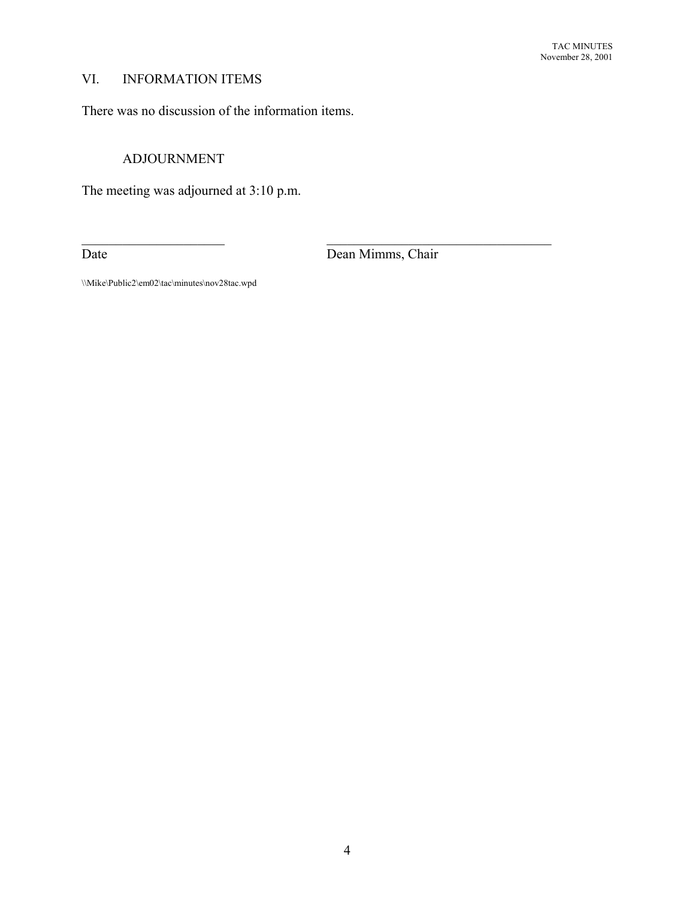## VI. INFORMATION ITEMS

There was no discussion of the information items.

## ADJOURNMENT

The meeting was adjourned at 3:10 p.m.

_______________________ &nbsp;&nbsp;&nbsp;&nbsp;&nbsp;&nbsp;&nbsp;&nbsp; ____________________________________

Date &nbsp;&nbsp;&nbsp;&nbsp;&nbsp;&nbsp;&nbsp;&nbsp;&nbsp;&nbsp;&nbsp;&nbsp;&nbsp;&nbsp;&nbsp;&nbsp;&nbsp;&nbsp;&nbsp;&nbsp;&nbsp;&nbsp;&nbsp;&nbsp;&nbsp;&nbsp;&nbsp;&nbsp;&nbsp;&nbsp;&nbsp;&nbsp;&nbsp; Dean Mimms, Chair

\\Mike\Public2\em02\tac\minutes\nov28tac.wpd